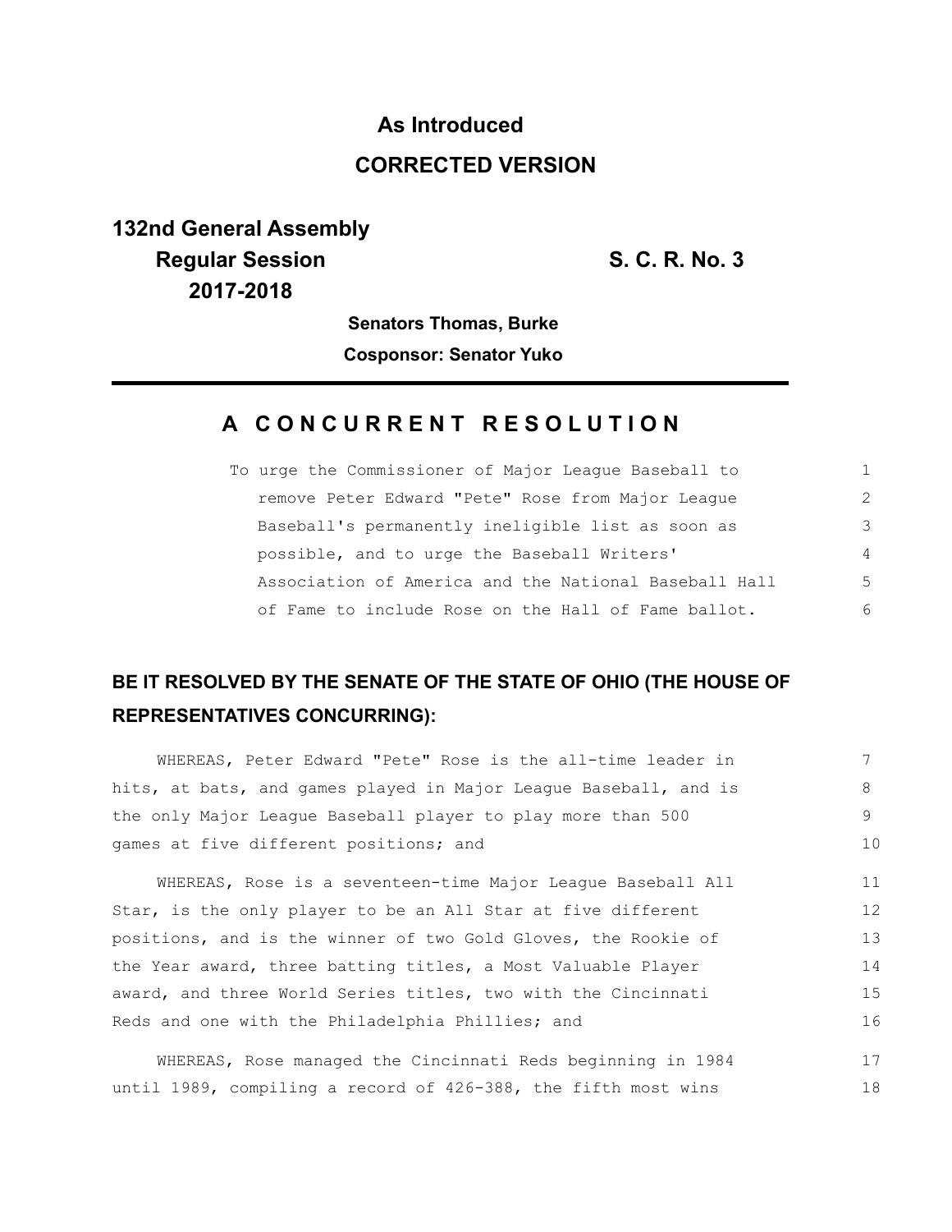**As Introduced**

**CORRECTED VERSION**

**132nd General Assembly**
**Regular Session**
**2017-2018**

**S. C. R. No. 3**

**Senators Thomas, Burke**

**Cosponsor: Senator Yuko**

## A CONCURRENT RESOLUTION

To urge the Commissioner of Major League Baseball to remove Peter Edward "Pete" Rose from Major League Baseball's permanently ineligible list as soon as possible, and to urge the Baseball Writers' Association of America and the National Baseball Hall of Fame to include Rose on the Hall of Fame ballot.

**BE IT RESOLVED BY THE SENATE OF THE STATE OF OHIO (THE HOUSE OF REPRESENTATIVES CONCURRING):**

WHEREAS, Peter Edward "Pete" Rose is the all-time leader in hits, at bats, and games played in Major League Baseball, and is the only Major League Baseball player to play more than 500 games at five different positions; and

WHEREAS, Rose is a seventeen-time Major League Baseball All Star, is the only player to be an All Star at five different positions, and is the winner of two Gold Gloves, the Rookie of the Year award, three batting titles, a Most Valuable Player award, and three World Series titles, two with the Cincinnati Reds and one with the Philadelphia Phillies; and

WHEREAS, Rose managed the Cincinnati Reds beginning in 1984 until 1989, compiling a record of 426-388, the fifth most wins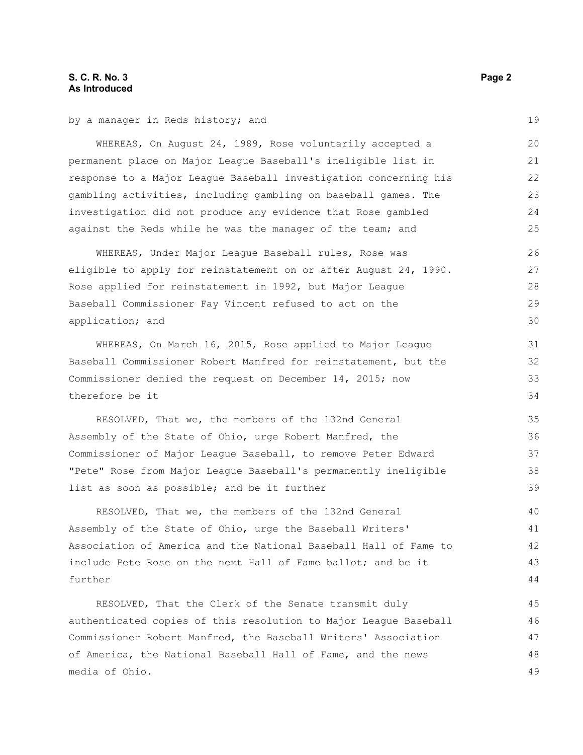by a manager in Reds history; and

WHEREAS, On August 24, 1989, Rose voluntarily accepted a permanent place on Major League Baseball's ineligible list in response to a Major League Baseball investigation concerning his gambling activities, including gambling on baseball games. The investigation did not produce any evidence that Rose gambled against the Reds while he was the manager of the team; and

WHEREAS, Under Major League Baseball rules, Rose was eligible to apply for reinstatement on or after August 24, 1990. Rose applied for reinstatement in 1992, but Major League Baseball Commissioner Fay Vincent refused to act on the application; and

WHEREAS, On March 16, 2015, Rose applied to Major League Baseball Commissioner Robert Manfred for reinstatement, but the Commissioner denied the request on December 14, 2015; now therefore be it

RESOLVED, That we, the members of the 132nd General Assembly of the State of Ohio, urge Robert Manfred, the Commissioner of Major League Baseball, to remove Peter Edward "Pete" Rose from Major League Baseball's permanently ineligible list as soon as possible; and be it further

RESOLVED, That we, the members of the 132nd General Assembly of the State of Ohio, urge the Baseball Writers' Association of America and the National Baseball Hall of Fame to include Pete Rose on the next Hall of Fame ballot; and be it further

RESOLVED, That the Clerk of the Senate transmit duly authenticated copies of this resolution to Major League Baseball Commissioner Robert Manfred, the Baseball Writers' Association of America, the National Baseball Hall of Fame, and the news media of Ohio.